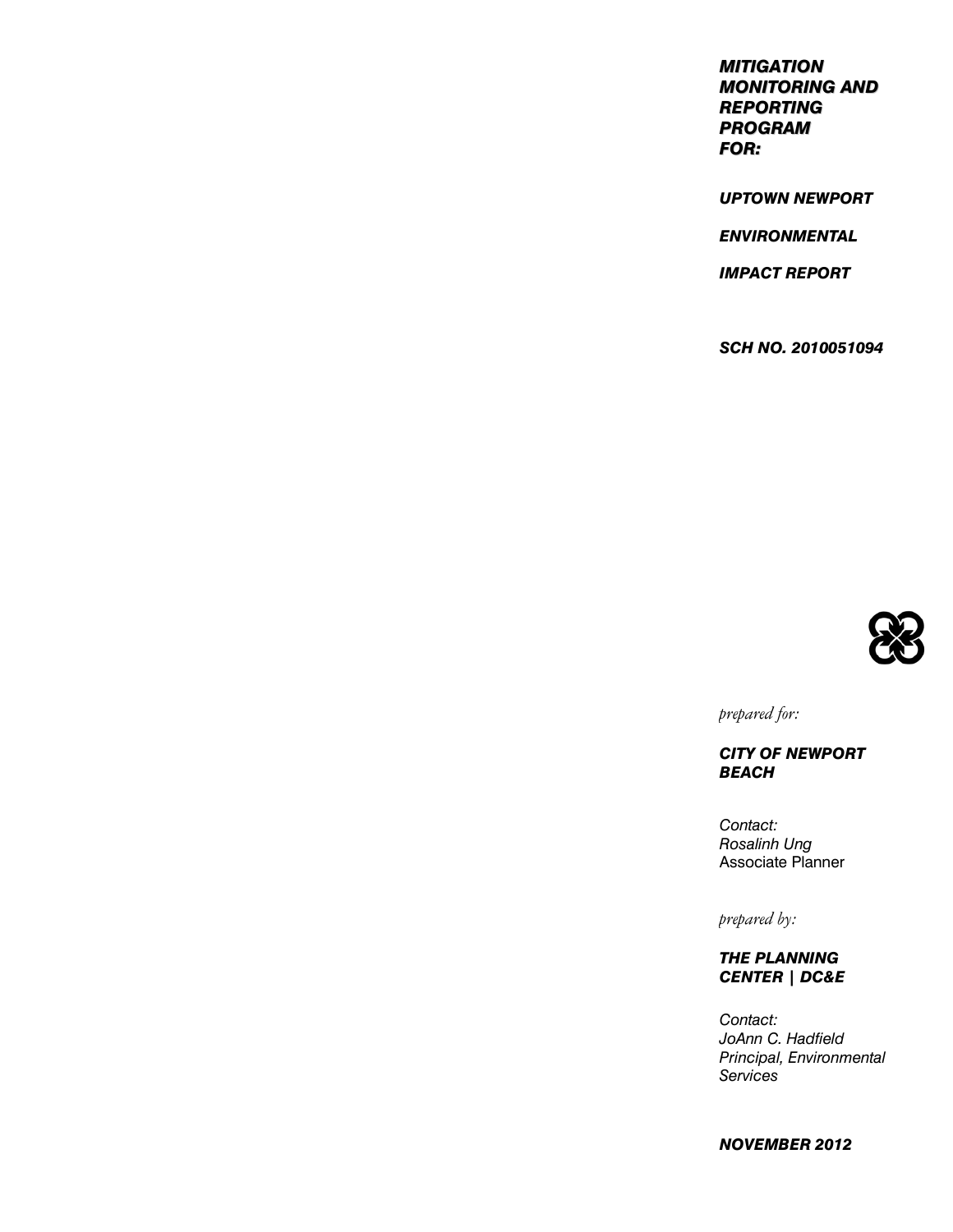# *MITIGATION MONITORING AND REPORTING PROGRAM FOR:*

***UPTOWN NEWPORT***

***ENVIRONMENTAL***

***IMPACT REPORT***

***SCH NO. 2010051094***

*prepared for:*

***CITY OF NEWPORT BEACH***

*Contact:*
*Rosalinh Ung*
Associate Planner

*prepared by:*

***THE PLANNING CENTER | DC&E***

*Contact:*
*JoAnn C. Hadfield*
*Principal, Environmental Services*

***NOVEMBER 2012***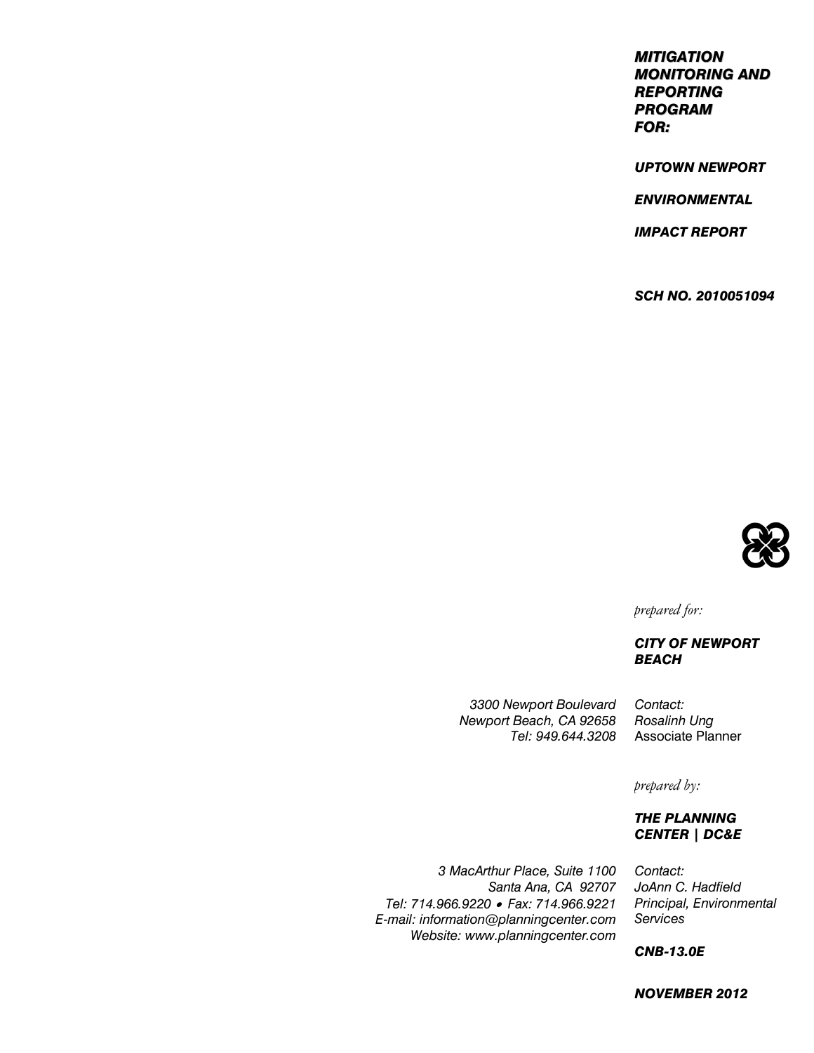***MITIGATION MONITORING AND REPORTING PROGRAM FOR:***

***UPTOWN NEWPORT***

***ENVIRONMENTAL***

***IMPACT REPORT***

***SCH NO. 2010051094***

*prepared for:*

***CITY OF NEWPORT BEACH***

*3300 Newport Boulevard*
*Newport Beach, CA 92658*
*Tel: 949.644.3208*

*Contact:*
*Rosalinh Ung*
Associate Planner

*prepared by:*

***THE PLANNING CENTER | DC&E***

*3 MacArthur Place, Suite 1100*
*Santa Ana, CA 92707*
*Tel: 714.966.9220 • Fax: 714.966.9221*
*E-mail: information@planningcenter.com*
*Website: www.planningcenter.com*

*Contact:*
*JoAnn C. Hadfield*
*Principal, Environmental Services*

***CNB-13.0E***

***NOVEMBER 2012***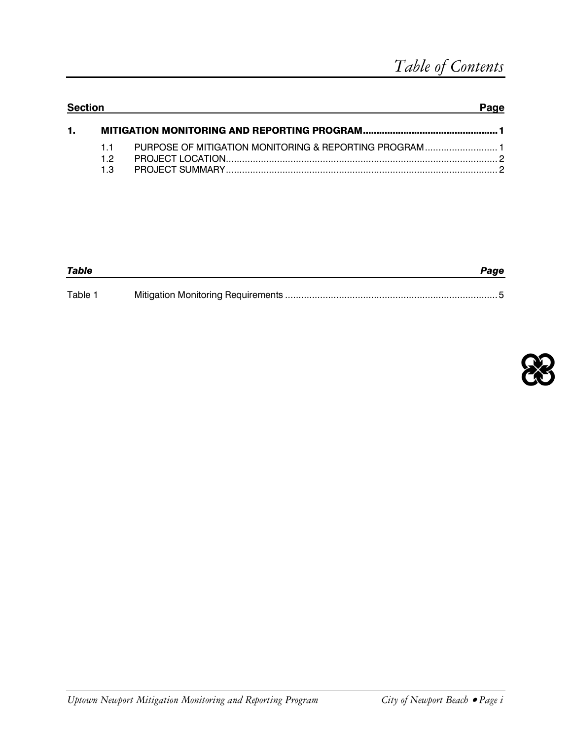# Table of Contents

| Section | | Page |
|---|---|---|
| **1.** | **MITIGATION MONITORING AND REPORTING PROGRAM** | **1** |
| 1.1 | PURPOSE OF MITIGATION MONITORING & REPORTING PROGRAM | 1 |
| 1.2 | PROJECT LOCATION | 2 |
| 1.3 | PROJECT SUMMARY | 2 |

| *Table* | | *Page* |
|---|---|---|
| Table 1 | Mitigation Monitoring Requirements | 5 |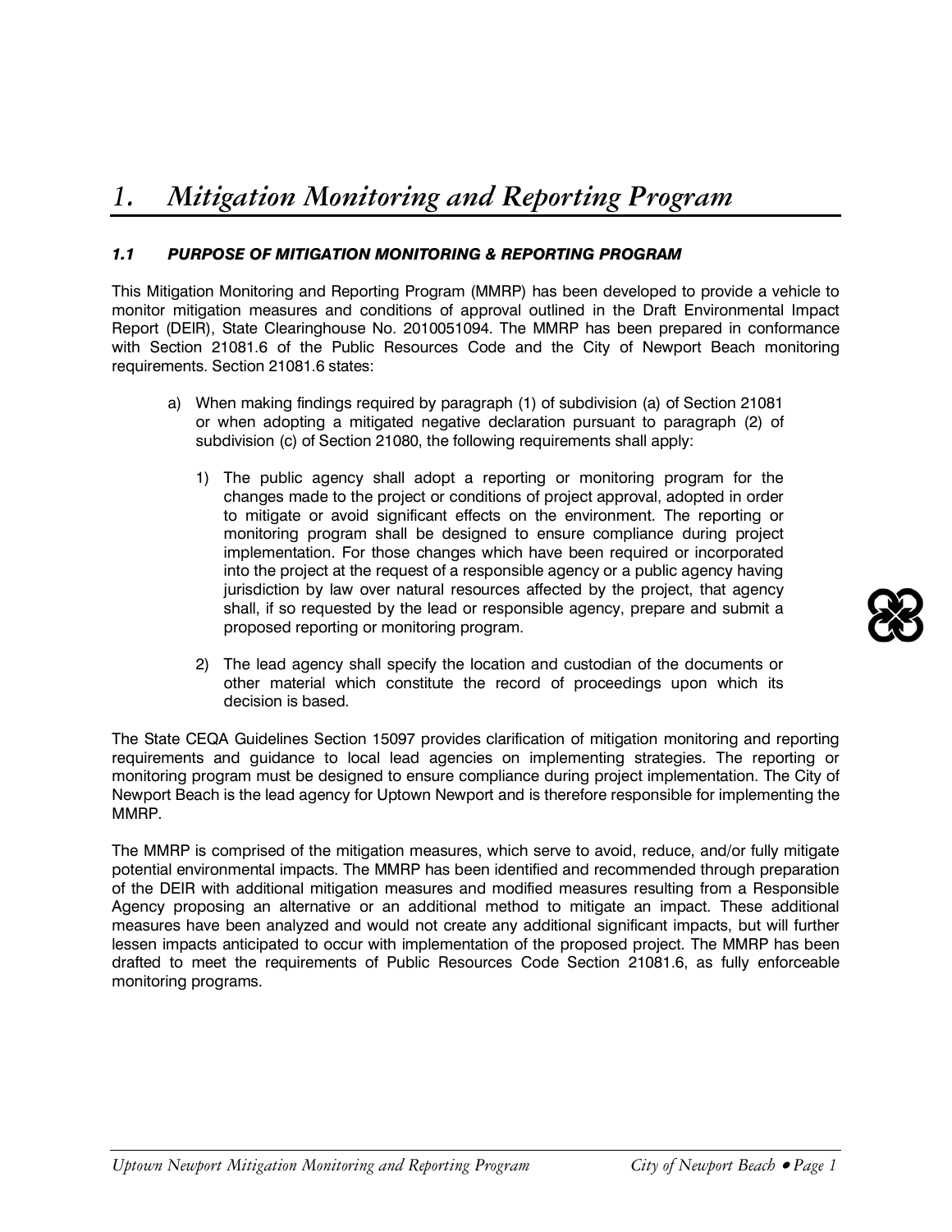# 1. Mitigation Monitoring and Reporting Program

## 1.1 PURPOSE OF MITIGATION MONITORING & REPORTING PROGRAM

This Mitigation Monitoring and Reporting Program (MMRP) has been developed to provide a vehicle to monitor mitigation measures and conditions of approval outlined in the Draft Environmental Impact Report (DEIR), State Clearinghouse No. 2010051094. The MMRP has been prepared in conformance with Section 21081.6 of the Public Resources Code and the City of Newport Beach monitoring requirements. Section 21081.6 states:

a) When making findings required by paragraph (1) of subdivision (a) of Section 21081 or when adopting a mitigated negative declaration pursuant to paragraph (2) of subdivision (c) of Section 21080, the following requirements shall apply:

   1) The public agency shall adopt a reporting or monitoring program for the changes made to the project or conditions of project approval, adopted in order to mitigate or avoid significant effects on the environment. The reporting or monitoring program shall be designed to ensure compliance during project implementation. For those changes which have been required or incorporated into the project at the request of a responsible agency or a public agency having jurisdiction by law over natural resources affected by the project, that agency shall, if so requested by the lead or responsible agency, prepare and submit a proposed reporting or monitoring program.

   2) The lead agency shall specify the location and custodian of the documents or other material which constitute the record of proceedings upon which its decision is based.

The State CEQA Guidelines Section 15097 provides clarification of mitigation monitoring and reporting requirements and guidance to local lead agencies on implementing strategies. The reporting or monitoring program must be designed to ensure compliance during project implementation. The City of Newport Beach is the lead agency for Uptown Newport and is therefore responsible for implementing the MMRP.

The MMRP is comprised of the mitigation measures, which serve to avoid, reduce, and/or fully mitigate potential environmental impacts. The MMRP has been identified and recommended through preparation of the DEIR with additional mitigation measures and modified measures resulting from a Responsible Agency proposing an alternative or an additional method to mitigate an impact. These additional measures have been analyzed and would not create any additional significant impacts, but will further lessen impacts anticipated to occur with implementation of the proposed project. The MMRP has been drafted to meet the requirements of Public Resources Code Section 21081.6, as fully enforceable monitoring programs.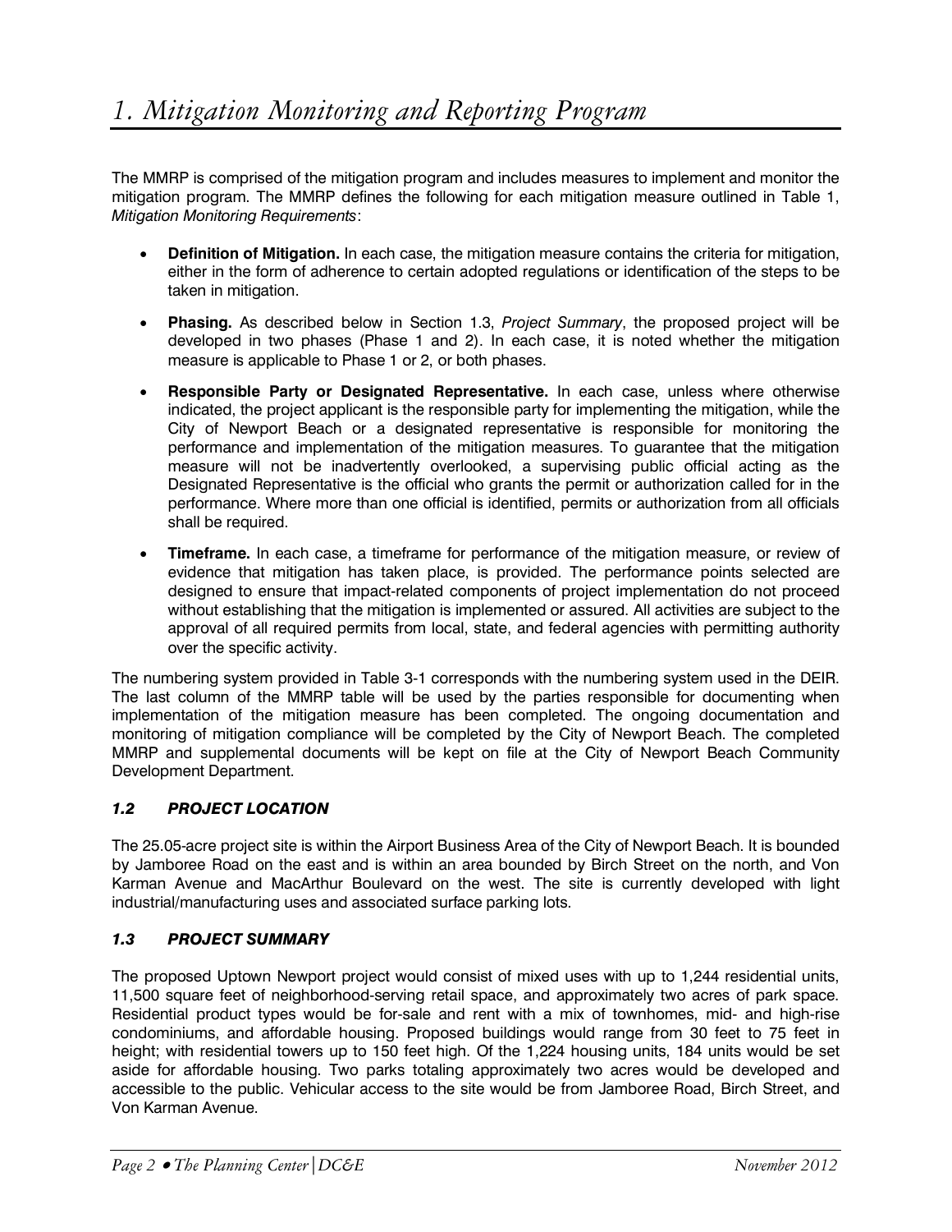# 1. Mitigation Monitoring and Reporting Program

The MMRP is comprised of the mitigation program and includes measures to implement and monitor the mitigation program. The MMRP defines the following for each mitigation measure outlined in Table 1, *Mitigation Monitoring Requirements*:

- **Definition of Mitigation.** In each case, the mitigation measure contains the criteria for mitigation, either in the form of adherence to certain adopted regulations or identification of the steps to be taken in mitigation.
- **Phasing.** As described below in Section 1.3, *Project Summary*, the proposed project will be developed in two phases (Phase 1 and 2). In each case, it is noted whether the mitigation measure is applicable to Phase 1 or 2, or both phases.
- **Responsible Party or Designated Representative.** In each case, unless where otherwise indicated, the project applicant is the responsible party for implementing the mitigation, while the City of Newport Beach or a designated representative is responsible for monitoring the performance and implementation of the mitigation measures. To guarantee that the mitigation measure will not be inadvertently overlooked, a supervising public official acting as the Designated Representative is the official who grants the permit or authorization called for in the performance. Where more than one official is identified, permits or authorization from all officials shall be required.
- **Timeframe.** In each case, a timeframe for performance of the mitigation measure, or review of evidence that mitigation has taken place, is provided. The performance points selected are designed to ensure that impact-related components of project implementation do not proceed without establishing that the mitigation is implemented or assured. All activities are subject to the approval of all required permits from local, state, and federal agencies with permitting authority over the specific activity.

The numbering system provided in Table 3-1 corresponds with the numbering system used in the DEIR. The last column of the MMRP table will be used by the parties responsible for documenting when implementation of the mitigation measure has been completed. The ongoing documentation and monitoring of mitigation compliance will be completed by the City of Newport Beach. The completed MMRP and supplemental documents will be kept on file at the City of Newport Beach Community Development Department.

### *1.2 PROJECT LOCATION*

The 25.05-acre project site is within the Airport Business Area of the City of Newport Beach. It is bounded by Jamboree Road on the east and is within an area bounded by Birch Street on the north, and Von Karman Avenue and MacArthur Boulevard on the west. The site is currently developed with light industrial/manufacturing uses and associated surface parking lots.

### *1.3 PROJECT SUMMARY*

The proposed Uptown Newport project would consist of mixed uses with up to 1,244 residential units, 11,500 square feet of neighborhood-serving retail space, and approximately two acres of park space. Residential product types would be for-sale and rent with a mix of townhomes, mid- and high-rise condominiums, and affordable housing. Proposed buildings would range from 30 feet to 75 feet in height; with residential towers up to 150 feet high. Of the 1,224 housing units, 184 units would be set aside for affordable housing. Two parks totaling approximately two acres would be developed and accessible to the public. Vehicular access to the site would be from Jamboree Road, Birch Street, and Von Karman Avenue.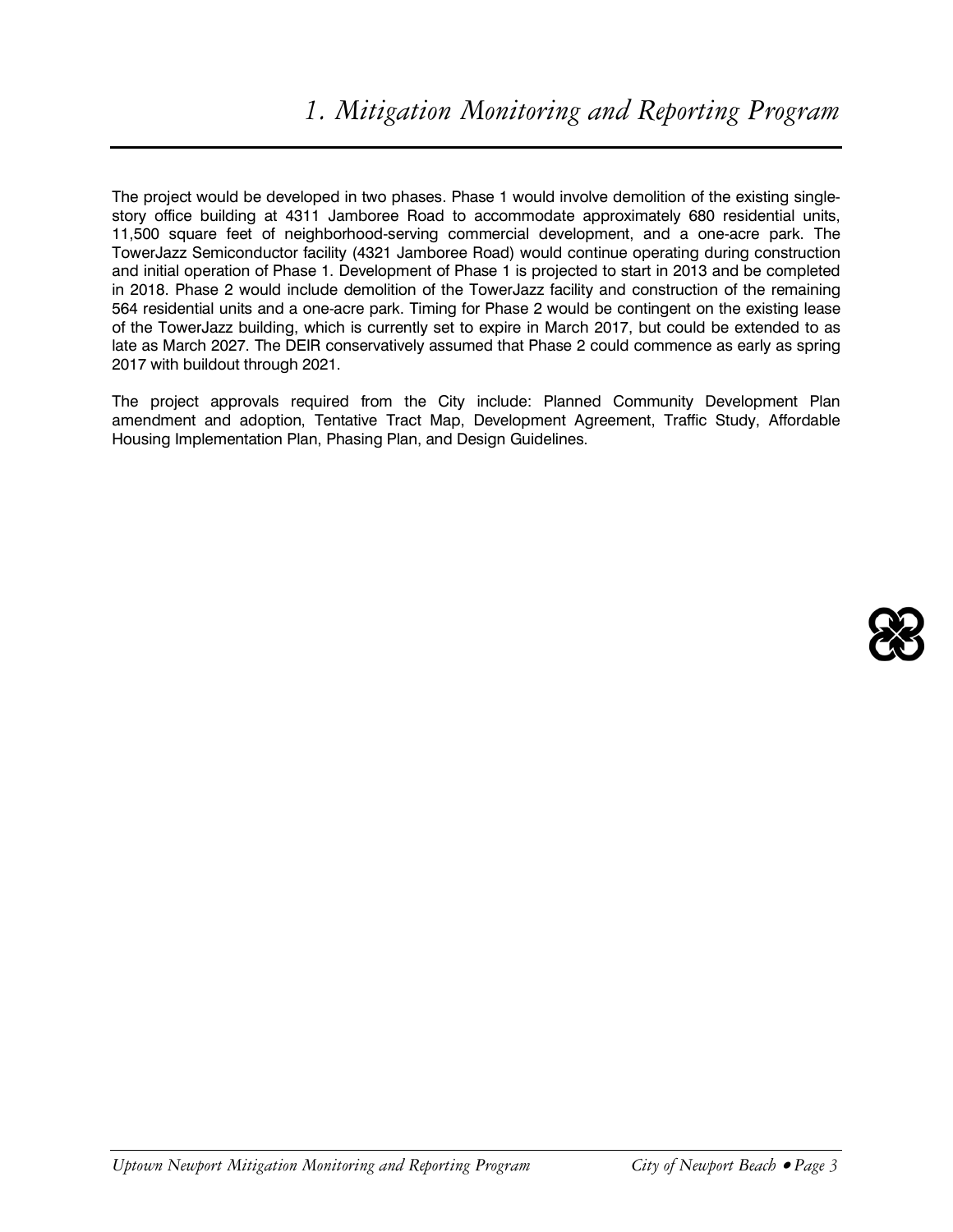The project would be developed in two phases. Phase 1 would involve demolition of the existing single-story office building at 4311 Jamboree Road to accommodate approximately 680 residential units, 11,500 square feet of neighborhood-serving commercial development, and a one-acre park. The TowerJazz Semiconductor facility (4321 Jamboree Road) would continue operating during construction and initial operation of Phase 1. Development of Phase 1 is projected to start in 2013 and be completed in 2018. Phase 2 would include demolition of the TowerJazz facility and construction of the remaining 564 residential units and a one-acre park. Timing for Phase 2 would be contingent on the existing lease of the TowerJazz building, which is currently set to expire in March 2017, but could be extended to as late as March 2027. The DEIR conservatively assumed that Phase 2 could commence as early as spring 2017 with buildout through 2021.

The project approvals required from the City include: Planned Community Development Plan amendment and adoption, Tentative Tract Map, Development Agreement, Traffic Study, Affordable Housing Implementation Plan, Phasing Plan, and Design Guidelines.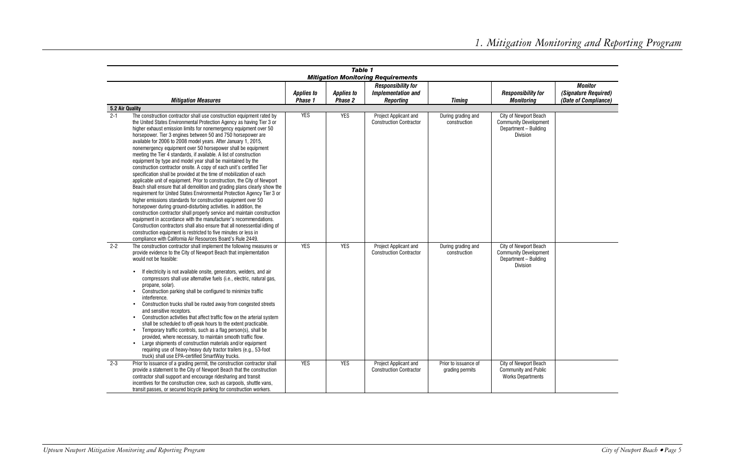**Table 1**
**Mitigation Monitoring Requirements**

| | Mitigation Measures | Applies to Phase 1 | Applies to Phase 2 | Responsibility for Implementation and Reporting | Timing | Responsibility for Monitoring | Monitor (Signature Required) (Date of Compliance) |
|---|---|---|---|---|---|---|---|
| **5.2 Air Quality** | | | | | | | |
| 2-1 | The construction contractor shall use construction equipment rated by the United States Environmental Protection Agency as having Tier 3 or higher exhaust emission limits for nonemergency equipment over 50 horsepower. Tier 3 engines between 50 and 750 horsepower are available for 2006 to 2008 model years. After January 1, 2015, nonemergency equipment over 50 horsepower shall be equipment meeting the Tier 4 standards, if available. A list of construction equipment by type and model year shall be maintained by the construction contractor onsite. A copy of each unit's certified Tier specification shall be provided at the time of mobilization of each applicable unit of equipment. Prior to construction, the City of Newport Beach shall ensure that all demolition and grading plans clearly show the requirement for United States Environmental Protection Agency Tier 3 or higher emissions standards for construction equipment over 50 horsepower during ground-disturbing activities. In addition, the construction contractor shall properly service and maintain construction equipment in accordance with the manufacturer's recommendations. Construction contractors shall also ensure that all nonessential idling of construction equipment is restricted to five minutes or less in compliance with California Air Resources Board's Rule 2449. | YES | YES | Project Applicant and Construction Contractor | During grading and construction | City of Newport Beach Community Development Department – Building Division | |
| 2-2 | The construction contractor shall implement the following measures or provide evidence to the City of Newport Beach that implementation would not be feasible:<br><br>• If electricity is not available onsite, generators, welders, and air compressors shall use alternative fuels (i.e., electric, natural gas, propane, solar).<br>• Construction parking shall be configured to minimize traffic interference.<br>• Construction trucks shall be routed away from congested streets and sensitive receptors.<br>• Construction activities that affect traffic flow on the arterial system shall be scheduled to off-peak hours to the extent practicable.<br>• Temporary traffic controls, such as a flag person(s), shall be provided, where necessary, to maintain smooth traffic flow.<br>• Large shipments of construction materials and/or equipment requiring use of heavy-heavy duty tractor trailers (e.g., 53-foot truck) shall use EPA-certified SmartWay trucks. | YES | YES | Project Applicant and Construction Contractor | During grading and construction | City of Newport Beach Community Development Department – Building Division | |
| 2-3 | Prior to issuance of a grading permit, the construction contractor shall provide a statement to the City of Newport Beach that the construction contractor shall support and encourage ridesharing and transit incentives for the construction crew, such as carpools, shuttle vans, transit passes, or secured bicycle parking for construction workers. | YES | YES | Project Applicant and Construction Contractor | Prior to issuance of grading permits | City of Newport Beach Community and Public Works Departments | |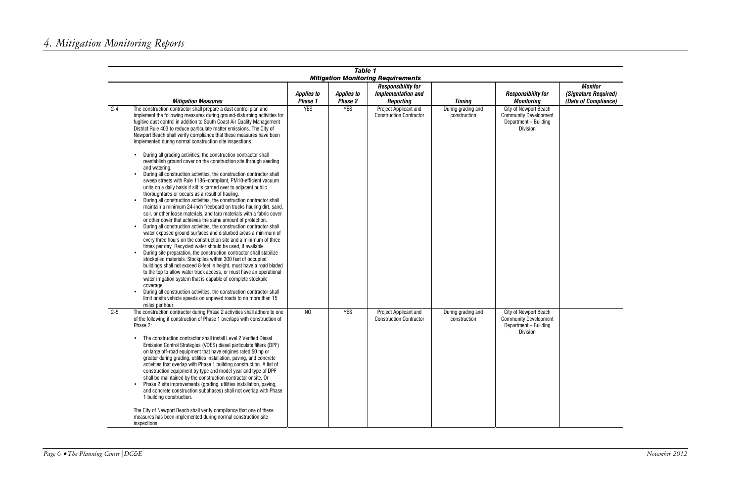# 4. Mitigation Monitoring Reports

**Table 1**
**Mitigation Monitoring Requirements**

| | Mitigation Measures | Applies to Phase 1 | Applies to Phase 2 | Responsibility for Implementation and Reporting | Timing | Responsibility for Monitoring | Monitor (Signature Required) (Date of Compliance) |
|---|---|---|---|---|---|---|---|
| 2-4 | The construction contractor shall prepare a dust control plan and implement the following measures during ground-disturbing activities for fugitive dust control in addition to South Coast Air Quality Management District Rule 403 to reduce particulate matter emissions. The City of Newport Beach shall verify compliance that these measures have been implemented during normal construction site inspections.<br><br>• During all grading activities, the construction contractor shall reestablish ground cover on the construction site through seeding and watering.<br>• During all construction activities, the construction contractor shall sweep streets with Rule 1186–compliant, PM10-efficient vacuum units on a daily basis if silt is carried over to adjacent public thoroughfares or occurs as a result of hauling.<br>• During all construction activities, the construction contractor shall maintain a minimum 24-inch freeboard on trucks hauling dirt, sand, soil, or other loose materials, and tarp materials with a fabric cover or other cover that achieves the same amount of protection.<br>• During all construction activities, the construction contractor shall water exposed ground surfaces and disturbed areas a minimum of every three hours on the construction site and a minimum of three times per day. Recycled water should be used, if available.<br>• During site preparation, the construction contractor shall stabilize stockpiled materials. Stockpiles within 300 feet of occupied buildings shall not exceed 8-feet in height, must have a road bladed to the top to allow water truck access, or must have an operational water irrigation system that is capable of complete stockpile coverage.<br>• During all construction activities, the construction contractor shall limit onsite vehicle speeds on unpaved roads to no more than 15 miles per hour. | YES | YES | Project Applicant and Construction Contractor | During grading and construction | City of Newport Beach Community Development Department – Building Division | |
| 2-5 | The construction contractor during Phase 2 activities shall adhere to one of the following if construction of Phase 1 overlaps with construction of Phase 2:<br><br>• The construction contractor shall install Level 2 Verified Diesel Emission Control Strategies (VDES) diesel particulate filters (DPF) on large off-road equipment that have engines rated 50 hp or greater during grading, utilities installation, paving, and concrete activities that overlap with Phase 1 building construction. A list of construction equipment by type and model year and type of DPF shall be maintained by the construction contractor onsite. Or<br>• Phase 2 site improvements (grading, utilities installation, paving, and concrete construction subphases) shall not overlap with Phase 1 building construction.<br><br>The City of Newport Beach shall verify compliance that one of these measures has been implemented during normal construction site inspections. | NO | YES | Project Applicant and Construction Contractor | During grading and construction | City of Newport Beach Community Development Department – Building Division | |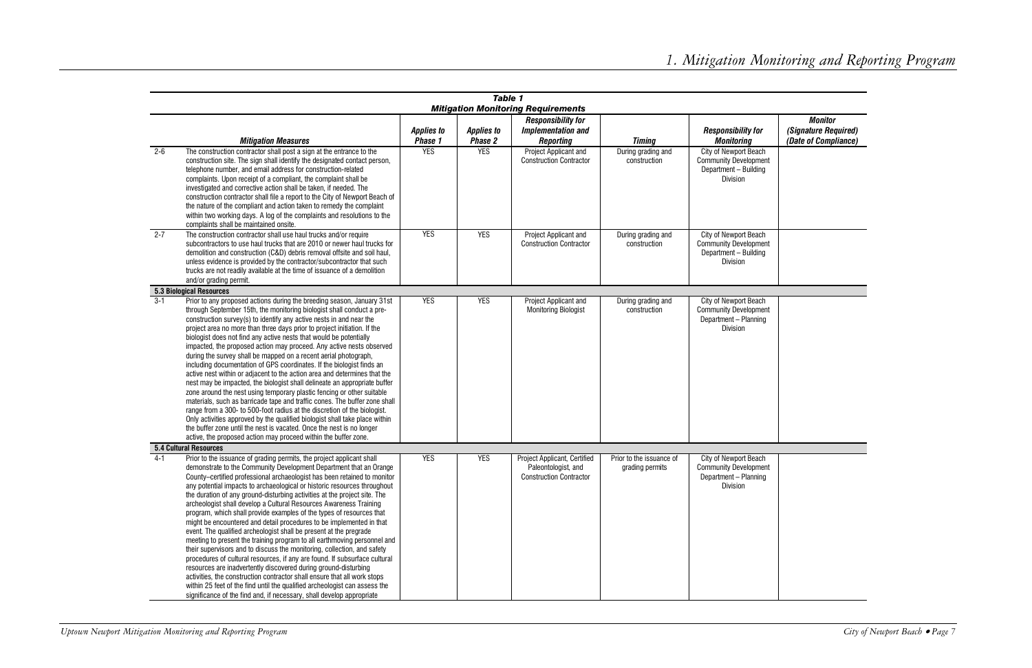| | Table 1 Mitigation Monitoring Requirements | | | | | | |
|---|---|---|---|---|---|---|---|
| | ***Mitigation Measures*** | ***Applies to Phase 1*** | ***Applies to Phase 2*** | ***Responsibility for Implementation and Reporting*** | ***Timing*** | ***Responsibility for Monitoring*** | ***Monitor (Signature Required) (Date of Compliance)*** |
| 2-6 | The construction contractor shall post a sign at the entrance to the construction site. The sign shall identify the designated contact person, telephone number, and email address for construction-related complaints. Upon receipt of a compliant, the complaint shall be investigated and corrective action shall be taken, if needed. The construction contractor shall file a report to the City of Newport Beach of the nature of the compliant and action taken to remedy the complaint within two working days. A log of the complaints and resolutions to the complaints shall be maintained onsite. | YES | YES | Project Applicant and Construction Contractor | During grading and construction | City of Newport Beach Community Development Department – Building Division | |
| 2-7 | The construction contractor shall use haul trucks and/or require subcontractors to use haul trucks that are 2010 or newer haul trucks for demolition and construction (C&D) debris removal offsite and soil haul, unless evidence is provided by the contractor/subcontractor that such trucks are not readily available at the time of issuance of a demolition and/or grading permit. | YES | YES | Project Applicant and Construction Contractor | During grading and construction | City of Newport Beach Community Development Department – Building Division | |
| **5.3 Biological Resources** | | | | | | | |
| 3-1 | Prior to any proposed actions during the breeding season, January 31st through September 15th, the monitoring biologist shall conduct a pre-construction survey(s) to identify any active nests in and near the project area no more than three days prior to project initiation. If the biologist does not find any active nests that would be potentially impacted, the proposed action may proceed. Any active nests observed during the survey shall be mapped on a recent aerial photograph, including documentation of GPS coordinates. If the biologist finds an active nest within or adjacent to the action area and determines that the nest may be impacted, the biologist shall delineate an appropriate buffer zone around the nest using temporary plastic fencing or other suitable materials, such as barricade tape and traffic cones. The buffer zone shall range from a 300- to 500-foot radius at the discretion of the biologist. Only activities approved by the qualified biologist shall take place within the buffer zone until the nest is vacated. Once the nest is no longer active, the proposed action may proceed within the buffer zone. | YES | YES | Project Applicant and Monitoring Biologist | During grading and construction | City of Newport Beach Community Development Department – Planning Division | |
| **5.4 Cultural Resources** | | | | | | | |
| 4-1 | Prior to the issuance of grading permits, the project applicant shall demonstrate to the Community Development Department that an Orange County–certified professional archaeologist has been retained to monitor any potential impacts to archaeological or historic resources throughout the duration of any ground-disturbing activities at the project site. The archeologist shall develop a Cultural Resources Awareness Training program, which shall provide examples of the types of resources that might be encountered and detail procedures to be implemented in that event. The qualified archeologist shall be present at the pregrade meeting to present the training program to all earthmoving personnel and their supervisors and to discuss the monitoring, collection, and safety procedures of cultural resources, if any are found. If subsurface cultural resources are inadvertently discovered during ground-disturbing activities, the construction contractor shall ensure that all work stops within 25 feet of the find until the qualified archeologist can assess the significance of the find and, if necessary, shall develop appropriate | YES | YES | Project Applicant, Certified Paleontologist, and Construction Contractor | Prior to the issuance of grading permits | City of Newport Beach Community Development Department – Planning Division | |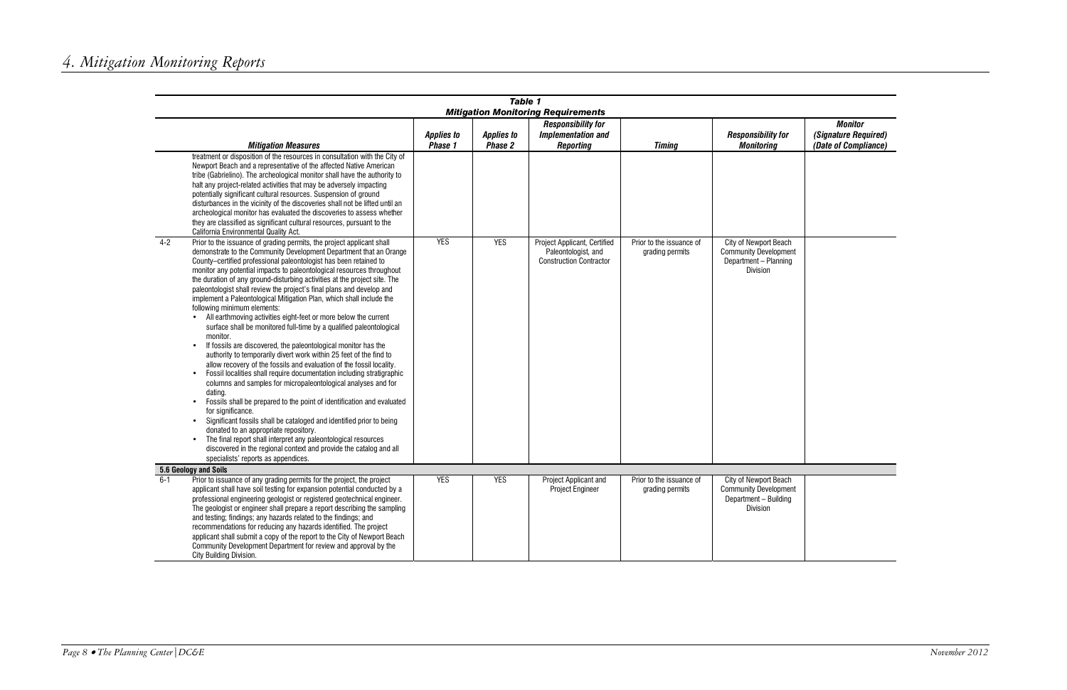# 4. Mitigation Monitoring Reports

**Table 1**
**Mitigation Monitoring Requirements**

| | Mitigation Measures | Applies to Phase 1 | Applies to Phase 2 | Responsibility for Implementation and Reporting | Timing | Responsibility for Monitoring | Monitor (Signature Required) (Date of Compliance) |
|---|---|---|---|---|---|---|---|
| | treatment or disposition of the resources in consultation with the City of Newport Beach and a representative of the affected Native American tribe (Gabrielino). The archeological monitor shall have the authority to halt any project-related activities that may be adversely impacting potentially significant cultural resources. Suspension of ground disturbances in the vicinity of the discoveries shall not be lifted until an archeological monitor has evaluated the discoveries to assess whether they are classified as significant cultural resources, pursuant to the California Environmental Quality Act. | | | | | | |
| 4-2 | Prior to the issuance of grading permits, the project applicant shall demonstrate to the Community Development Department that an Orange County–certified professional paleontologist has been retained to monitor any potential impacts to paleontological resources throughout the duration of any ground-disturbing activities at the project site. The paleontologist shall review the project's final plans and develop and implement a Paleontological Mitigation Plan, which shall include the following minimum elements:<br>• All earthmoving activities eight-feet or more below the current surface shall be monitored full-time by a qualified paleontological monitor.<br>• If fossils are discovered, the paleontological monitor has the authority to temporarily divert work within 25 feet of the find to allow recovery of the fossils and evaluation of the fossil locality.<br>• Fossil localities shall require documentation including stratigraphic columns and samples for micropaleontological analyses and for dating.<br>• Fossils shall be prepared to the point of identification and evaluated for significance.<br>• Significant fossils shall be cataloged and identified prior to being donated to an appropriate repository.<br>• The final report shall interpret any paleontological resources discovered in the regional context and provide the catalog and all specialists' reports as appendices. | YES | YES | Project Applicant, Certified Paleontologist, and Construction Contractor | Prior to the issuance of grading permits | City of Newport Beach Community Development Department – Planning Division | |
| **5.6 Geology and Soils** | | | | | | | |
| 6-1 | Prior to issuance of any grading permits for the project, the project applicant shall have soil testing for expansion potential conducted by a professional engineering geologist or registered geotechnical engineer. The geologist or engineer shall prepare a report describing the sampling and testing; findings; any hazards related to the findings; and recommendations for reducing any hazards identified. The project applicant shall submit a copy of the report to the City of Newport Beach Community Development Department for review and approval by the City Building Division. | YES | YES | Project Applicant and Project Engineer | Prior to the issuance of grading permits | City of Newport Beach Community Development Department – Building Division | |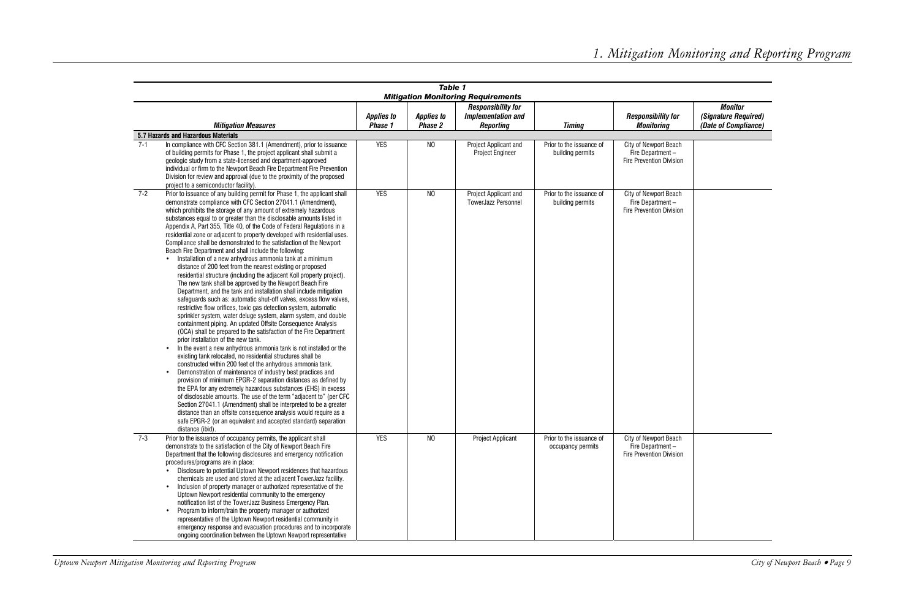**Table 1**
**Mitigation Monitoring Requirements**

| | Mitigation Measures | Applies to Phase 1 | Applies to Phase 2 | Responsibility for Implementation and Reporting | Timing | Responsibility for Monitoring | Monitor (Signature Required) (Date of Compliance) |
|---|---|---|---|---|---|---|---|
| **5.7 Hazards and Hazardous Materials** | | | | | | | |
| 7-1 | In compliance with CFC Section 381.1 (Amendment), prior to issuance of building permits for Phase 1, the project applicant shall submit a geologic study from a state-licensed and department-approved individual or firm to the Newport Beach Fire Department Fire Prevention Division for review and approval (due to the proximity of the proposed project to a semiconductor facility). | YES | NO | Project Applicant and Project Engineer | Prior to the issuance of building permits | City of Newport Beach Fire Department – Fire Prevention Division | |
| 7-2 | Prior to issuance of any building permit for Phase 1, the applicant shall demonstrate compliance with CFC Section 27041.1 (Amendment), which prohibits the storage of any amount of extremely hazardous substances equal to or greater than the disclosable amounts listed in Appendix A, Part 355, Title 40, of the Code of Federal Regulations in a residential zone or adjacent to property developed with residential uses. Compliance shall be demonstrated to the satisfaction of the Newport Beach Fire Department and shall include the following:<br>• Installation of a new anhydrous ammonia tank at a minimum distance of 200 feet from the nearest existing or proposed residential structure (including the adjacent Koll property project). The new tank shall be approved by the Newport Beach Fire Department, and the tank and installation shall include mitigation safeguards such as: automatic shut-off valves, excess flow valves, restrictive flow orifices, toxic gas detection system, automatic sprinkler system, water deluge system, alarm system, and double containment piping. An updated Offsite Consequence Analysis (OCA) shall be prepared to the satisfaction of the Fire Department prior installation of the new tank.<br>• In the event a new anhydrous ammonia tank is not installed or the existing tank relocated, no residential structures shall be constructed within 200 feet of the anhydrous ammonia tank.<br>• Demonstration of maintenance of industry best practices and provision of minimum EPGR-2 separation distances as defined by the EPA for any extremely hazardous substances (EHS) in excess of disclosable amounts. The use of the term "adjacent to" (per CFC Section 27041.1 (Amendment) shall be interpreted to be a greater distance than an offsite consequence analysis would require as a safe EPGR-2 (or an equivalent and accepted standard) separation distance (ibid). | YES | NO | Project Applicant and TowerJazz Personnel | Prior to the issuance of building permits | City of Newport Beach Fire Department – Fire Prevention Division | |
| 7-3 | Prior to the issuance of occupancy permits, the applicant shall demonstrate to the satisfaction of the City of Newport Beach Fire Department that the following disclosures and emergency notification procedures/programs are in place:<br>• Disclosure to potential Uptown Newport residences that hazardous chemicals are used and stored at the adjacent TowerJazz facility.<br>• Inclusion of property manager or authorized representative of the Uptown Newport residential community to the emergency notification list of the TowerJazz Business Emergency Plan.<br>• Program to inform/train the property manager or authorized representative of the Uptown Newport residential community in emergency response and evacuation procedures and to incorporate ongoing coordination between the Uptown Newport representative | YES | NO | Project Applicant | Prior to the issuance of occupancy permits | City of Newport Beach Fire Department – Fire Prevention Division | |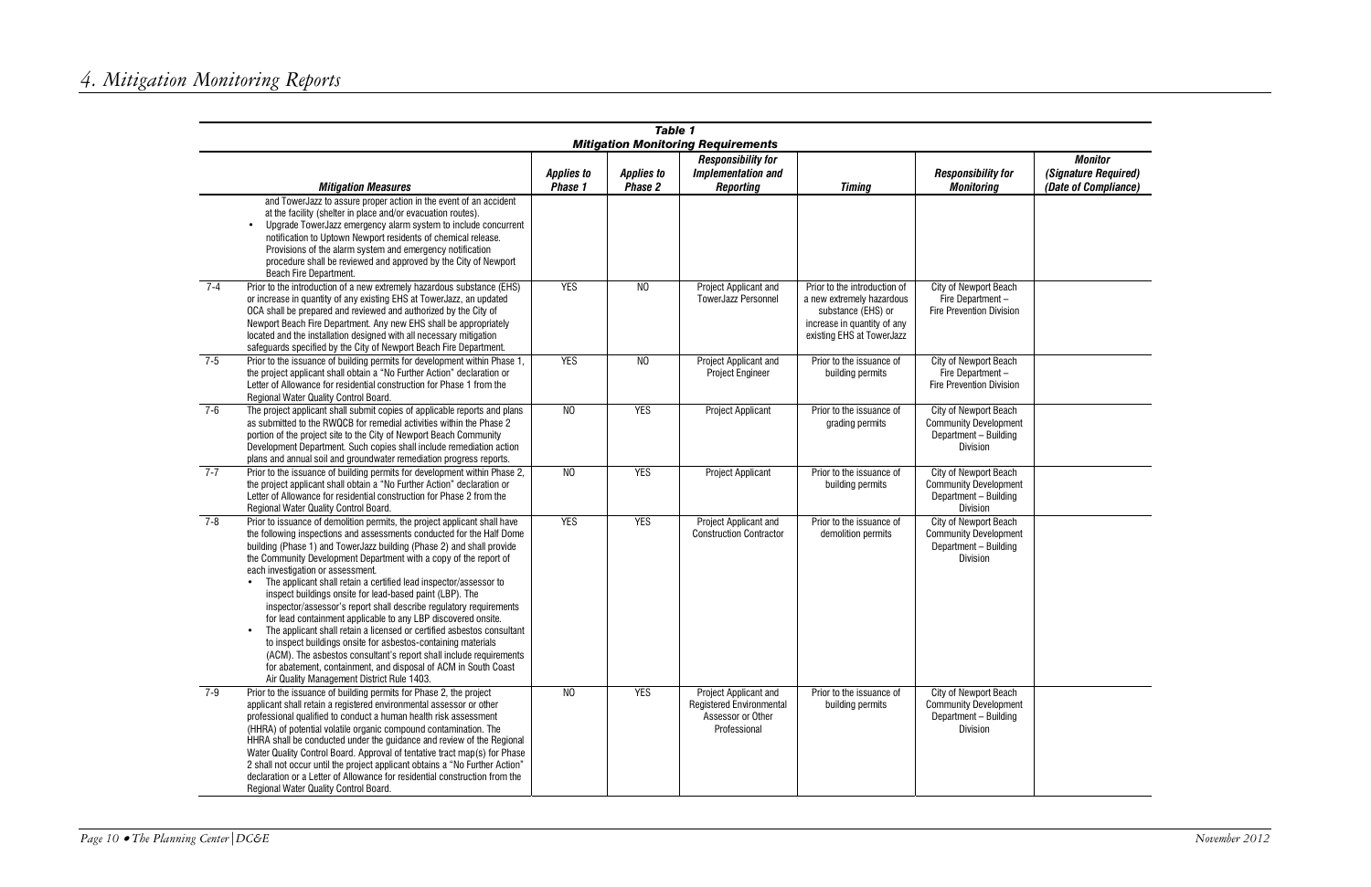# 4. Mitigation Monitoring Reports

**Table 1**
**Mitigation Monitoring Requirements**

| | *Mitigation Measures* | *Applies to Phase 1* | *Applies to Phase 2* | *Responsibility for Implementation and Reporting* | *Timing* | *Responsibility for Monitoring* | *Monitor (Signature Required) (Date of Compliance)* |
|---|---|---|---|---|---|---|---|
| | and TowerJazz to assure proper action in the event of an accident at the facility (shelter in place and/or evacuation routes).<br>• Upgrade TowerJazz emergency alarm system to include concurrent notification to Uptown Newport residents of chemical release. Provisions of the alarm system and emergency notification procedure shall be reviewed and approved by the City of Newport Beach Fire Department. | | | | | | |
| 7-4 | Prior to the introduction of a new extremely hazardous substance (EHS) or increase in quantity of any existing EHS at TowerJazz, an updated OCA shall be prepared and reviewed and authorized by the City of Newport Beach Fire Department. Any new EHS shall be appropriately located and the installation designed with all necessary mitigation safeguards specified by the City of Newport Beach Fire Department. | YES | NO | Project Applicant and TowerJazz Personnel | Prior to the introduction of a new extremely hazardous substance (EHS) or increase in quantity of any existing EHS at TowerJazz | City of Newport Beach Fire Department – Fire Prevention Division | |
| 7-5 | Prior to the issuance of building permits for development within Phase 1, the project applicant shall obtain a "No Further Action" declaration or Letter of Allowance for residential construction for Phase 1 from the Regional Water Quality Control Board. | YES | NO | Project Applicant and Project Engineer | Prior to the issuance of building permits | City of Newport Beach Fire Department – Fire Prevention Division | |
| 7-6 | The project applicant shall submit copies of applicable reports and plans as submitted to the RWQCB for remedial activities within the Phase 2 portion of the project site to the City of Newport Beach Community Development Department. Such copies shall include remediation action plans and annual soil and groundwater remediation progress reports. | NO | YES | Project Applicant | Prior to the issuance of grading permits | City of Newport Beach Community Development Department – Building Division | |
| 7-7 | Prior to the issuance of building permits for development within Phase 2, the project applicant shall obtain a "No Further Action" declaration or Letter of Allowance for residential construction for Phase 2 from the Regional Water Quality Control Board. | NO | YES | Project Applicant | Prior to the issuance of building permits | City of Newport Beach Community Development Department – Building Division | |
| 7-8 | Prior to issuance of demolition permits, the project applicant shall have the following inspections and assessments conducted for the Half Dome building (Phase 1) and TowerJazz building (Phase 2) and shall provide the Community Development Department with a copy of the report of each investigation or assessment.<br>• The applicant shall retain a certified lead inspector/assessor to inspect buildings onsite for lead-based paint (LBP). The inspector/assessor's report shall describe regulatory requirements for lead containment applicable to any LBP discovered onsite.<br>• The applicant shall retain a licensed or certified asbestos consultant to inspect buildings onsite for asbestos-containing materials (ACM). The asbestos consultant's report shall include requirements for abatement, containment, and disposal of ACM in South Coast Air Quality Management District Rule 1403. | YES | YES | Project Applicant and Construction Contractor | Prior to the issuance of demolition permits | City of Newport Beach Community Development Department – Building Division | |
| 7-9 | Prior to the issuance of building permits for Phase 2, the project applicant shall retain a registered environmental assessor or other professional qualified to conduct a human health risk assessment (HHRA) of potential volatile organic compound contamination. The HHRA shall be conducted under the guidance and review of the Regional Water Quality Control Board. Approval of tentative tract map(s) for Phase 2 shall not occur until the project applicant obtains a "No Further Action" declaration or a Letter of Allowance for residential construction from the Regional Water Quality Control Board. | NO | YES | Project Applicant and Registered Environmental Assessor or Other Professional | Prior to the issuance of building permits | City of Newport Beach Community Development Department – Building Division | |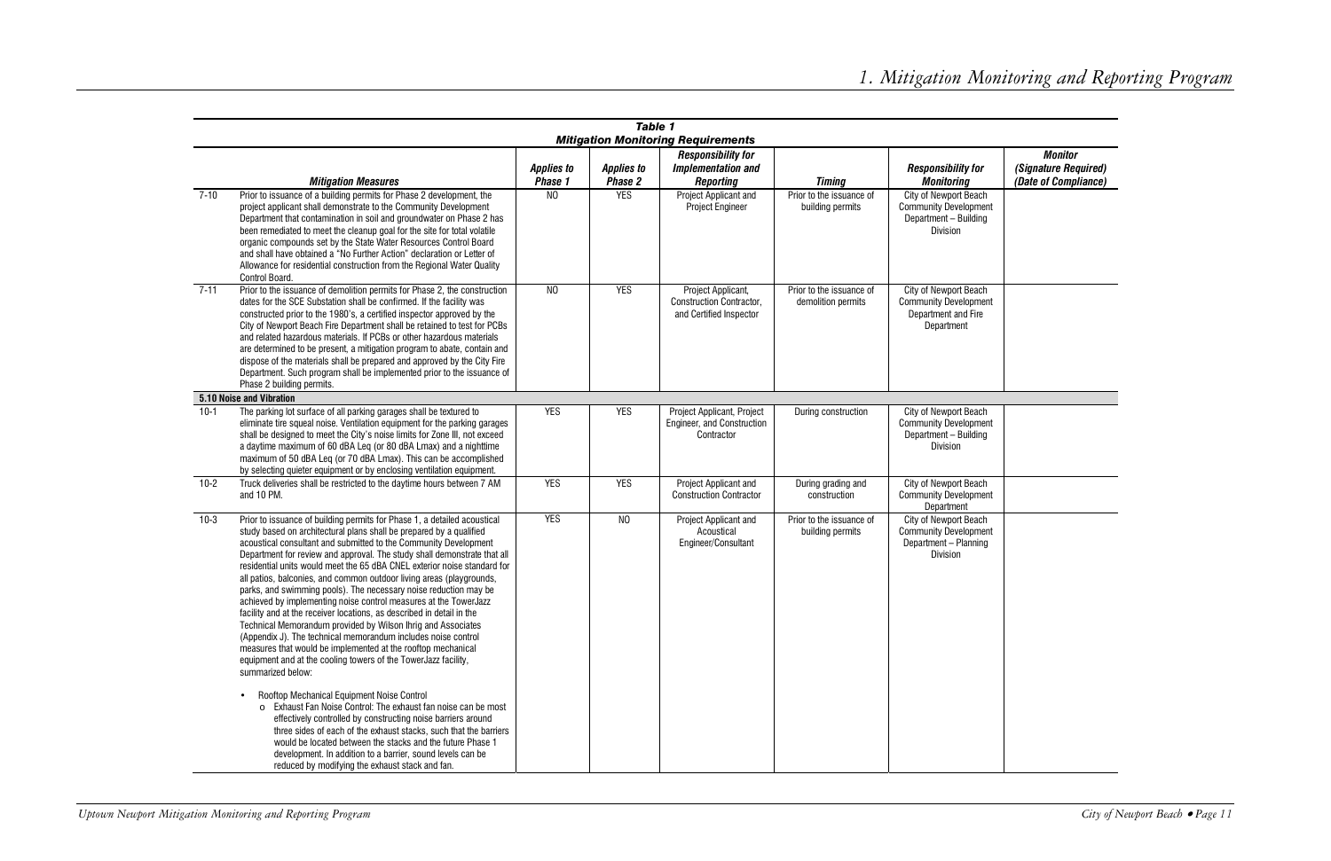# 1. Mitigation Monitoring and Reporting Program

**Table 1**
**Mitigation Monitoring Requirements**

| | *Mitigation Measures* | *Applies to Phase 1* | *Applies to Phase 2* | *Responsibility for Implementation and Reporting* | *Timing* | *Responsibility for Monitoring* | *Monitor (Signature Required) (Date of Compliance)* |
|---|---|---|---|---|---|---|---|
| 7-10 | Prior to issuance of a building permits for Phase 2 development, the project applicant shall demonstrate to the Community Development Department that contamination in soil and groundwater on Phase 2 has been remediated to meet the cleanup goal for the site for total volatile organic compounds set by the State Water Resources Control Board and shall have obtained a "No Further Action" declaration or Letter of Allowance for residential construction from the Regional Water Quality Control Board. | NO | YES | Project Applicant and Project Engineer | Prior to the issuance of building permits | City of Newport Beach Community Development Department – Building Division | |
| 7-11 | Prior to the issuance of demolition permits for Phase 2, the construction dates for the SCE Substation shall be confirmed. If the facility was constructed prior to the 1980's, a certified inspector approved by the City of Newport Beach Fire Department shall be retained to test for PCBs and related hazardous materials. If PCBs or other hazardous materials are determined to be present, a mitigation program to abate, contain and dispose of the materials shall be prepared and approved by the City Fire Department. Such program shall be implemented prior to the issuance of Phase 2 building permits. | NO | YES | Project Applicant, Construction Contractor, and Certified Inspector | Prior to the issuance of demolition permits | City of Newport Beach Community Development Department and Fire Department | |
| **5.10 Noise and Vibration** | | | | | | | |
| 10-1 | The parking lot surface of all parking garages shall be textured to eliminate tire squeal noise. Ventilation equipment for the parking garages shall be designed to meet the City's noise limits for Zone III, not exceed a daytime maximum of 60 dBA Leq (or 80 dBA Lmax) and a nighttime maximum of 50 dBA Leq (or 70 dBA Lmax). This can be accomplished by selecting quieter equipment or by enclosing ventilation equipment. | YES | YES | Project Applicant, Project Engineer, and Construction Contractor | During construction | City of Newport Beach Community Development Department – Building Division | |
| 10-2 | Truck deliveries shall be restricted to the daytime hours between 7 AM and 10 PM. | YES | YES | Project Applicant and Construction Contractor | During grading and construction | City of Newport Beach Community Development Department | |
| 10-3 | Prior to issuance of building permits for Phase 1, a detailed acoustical study based on architectural plans shall be prepared by a qualified acoustical consultant and submitted to the Community Development Department for review and approval. The study shall demonstrate that all residential units would meet the 65 dBA CNEL exterior noise standard for all patios, balconies, and common outdoor living areas (playgrounds, parks, and swimming pools). The necessary noise reduction may be achieved by implementing noise control measures at the TowerJazz facility and at the receiver locations, as described in detail in the Technical Memorandum provided by Wilson Ihrig and Associates (Appendix J). The technical memorandum includes noise control measures that would be implemented at the rooftop mechanical equipment and at the cooling towers of the TowerJazz facility, summarized below:<br><br>• Rooftop Mechanical Equipment Noise Control<br>o Exhaust Fan Noise Control: The exhaust fan noise can be most effectively controlled by constructing noise barriers around three sides of each of the exhaust stacks, such that the barriers would be located between the stacks and the future Phase 1 development. In addition to a barrier, sound levels can be reduced by modifying the exhaust stack and fan. | YES | NO | Project Applicant and Acoustical Engineer/Consultant | Prior to the issuance of building permits | City of Newport Beach Community Development Department – Planning Division | |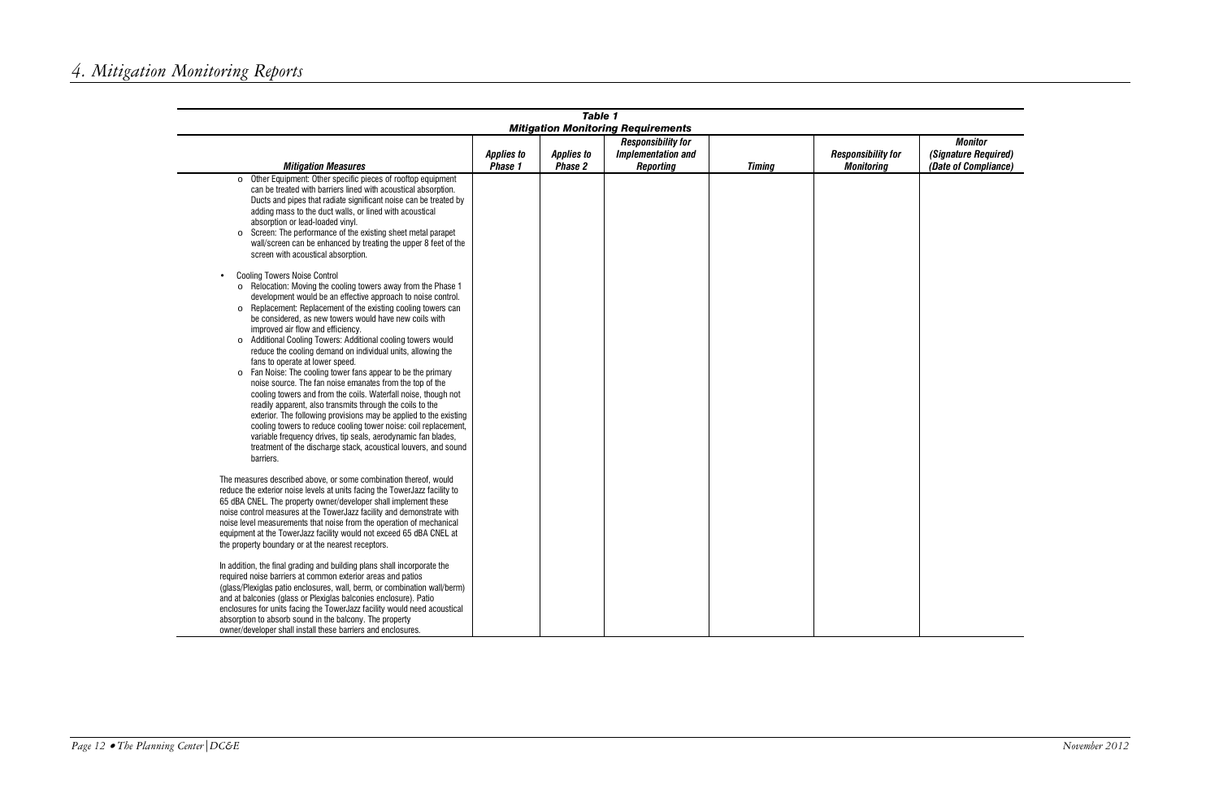# 4. Mitigation Monitoring Reports

**Table 1**
**Mitigation Monitoring Requirements**

| *Mitigation Measures* | *Applies to Phase 1* | *Applies to Phase 2* | *Responsibility for Implementation and Reporting* | *Timing* | *Responsibility for Monitoring* | *Monitor (Signature Required) (Date of Compliance)* |
|---|---|---|---|---|---|---|
| o Other Equipment: Other specific pieces of rooftop equipment can be treated with barriers lined with acoustical absorption. Ducts and pipes that radiate significant noise can be treated by adding mass to the duct walls, or lined with acoustical absorption or lead-loaded vinyl.<br>o Screen: The performance of the existing sheet metal parapet wall/screen can be enhanced by treating the upper 8 feet of the screen with acoustical absorption.<br><br>• Cooling Towers Noise Control<br>o Relocation: Moving the cooling towers away from the Phase 1 development would be an effective approach to noise control.<br>o Replacement: Replacement of the existing cooling towers can be considered, as new towers would have new coils with improved air flow and efficiency.<br>o Additional Cooling Towers: Additional cooling towers would reduce the cooling demand on individual units, allowing the fans to operate at lower speed.<br>o Fan Noise: The cooling tower fans appear to be the primary noise source. The fan noise emanates from the top of the cooling towers and from the coils. Waterfall noise, though not readily apparent, also transmits through the coils to the exterior. The following provisions may be applied to the existing cooling towers to reduce cooling tower noise: coil replacement, variable frequency drives, tip seals, aerodynamic fan blades, treatment of the discharge stack, acoustical louvers, and sound barriers.<br><br>The measures described above, or some combination thereof, would reduce the exterior noise levels at units facing the TowerJazz facility to 65 dBA CNEL. The property owner/developer shall implement these noise control measures at the TowerJazz facility and demonstrate with noise level measurements that noise from the operation of mechanical equipment at the TowerJazz facility would not exceed 65 dBA CNEL at the property boundary or at the nearest receptors.<br><br>In addition, the final grading and building plans shall incorporate the required noise barriers at common exterior areas and patios (glass/Plexiglas patio enclosures, wall, berm, or combination wall/berm) and at balconies (glass or Plexiglas balconies enclosure). Patio enclosures for units facing the TowerJazz facility would need acoustical absorption to absorb sound in the balcony. The property owner/developer shall install these barriers and enclosures. | | | | | | |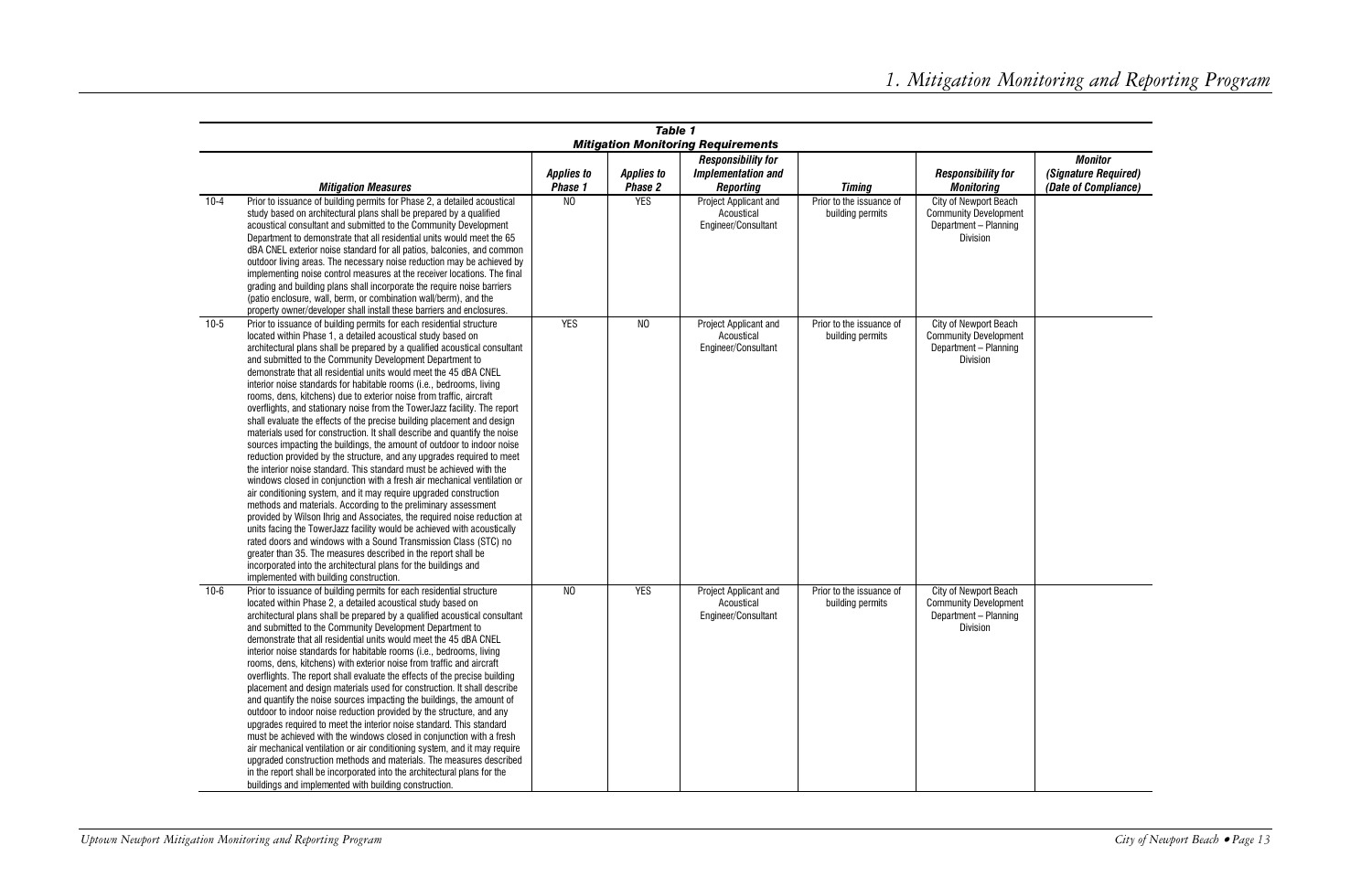| | Table 1 Mitigation Monitoring Requirements | | | | | | |
|---|---|---|---|---|---|---|---|
| | **Mitigation Measures** | **Applies to Phase 1** | **Applies to Phase 2** | **Responsibility for Implementation and Reporting** | **Timing** | **Responsibility for Monitoring** | **Monitor (Signature Required) (Date of Compliance)** |
| 10-4 | Prior to issuance of building permits for Phase 2, a detailed acoustical study based on architectural plans shall be prepared by a qualified acoustical consultant and submitted to the Community Development Department to demonstrate that all residential units would meet the 65 dBA CNEL exterior noise standard for all patios, balconies, and common outdoor living areas. The necessary noise reduction may be achieved by implementing noise control measures at the receiver locations. The final grading and building plans shall incorporate the require noise barriers (patio enclosure, wall, berm, or combination wall/berm), and the property owner/developer shall install these barriers and enclosures. | NO | YES | Project Applicant and Acoustical Engineer/Consultant | Prior to the issuance of building permits | City of Newport Beach Community Development Department – Planning Division | |
| 10-5 | Prior to issuance of building permits for each residential structure located within Phase 1, a detailed acoustical study based on architectural plans shall be prepared by a qualified acoustical consultant and submitted to the Community Development Department to demonstrate that all residential units would meet the 45 dBA CNEL interior noise standards for habitable rooms (i.e., bedrooms, living rooms, dens, kitchens) due to exterior noise from traffic, aircraft overflights, and stationary noise from the TowerJazz facility. The report shall evaluate the effects of the precise building placement and design materials used for construction. It shall describe and quantify the noise sources impacting the buildings, the amount of outdoor to indoor noise reduction provided by the structure, and any upgrades required to meet the interior noise standard. This standard must be achieved with the windows closed in conjunction with a fresh air mechanical ventilation or air conditioning system, and it may require upgraded construction methods and materials. According to the preliminary assessment provided by Wilson Ihrig and Associates, the required noise reduction at units facing the TowerJazz facility would be achieved with acoustically rated doors and windows with a Sound Transmission Class (STC) no greater than 35. The measures described in the report shall be incorporated into the architectural plans for the buildings and implemented with building construction. | YES | NO | Project Applicant and Acoustical Engineer/Consultant | Prior to the issuance of building permits | City of Newport Beach Community Development Department – Planning Division | |
| 10-6 | Prior to issuance of building permits for each residential structure located within Phase 2, a detailed acoustical study based on architectural plans shall be prepared by a qualified acoustical consultant and submitted to the Community Development Department to demonstrate that all residential units would meet the 45 dBA CNEL interior noise standards for habitable rooms (i.e., bedrooms, living rooms, dens, kitchens) with exterior noise from traffic and aircraft overflights. The report shall evaluate the effects of the precise building placement and design materials used for construction. It shall describe and quantify the noise sources impacting the buildings, the amount of outdoor to indoor noise reduction provided by the structure, and any upgrades required to meet the interior noise standard. This standard must be achieved with the windows closed in conjunction with a fresh air mechanical ventilation or air conditioning system, and it may require upgraded construction methods and materials. The measures described in the report shall be incorporated into the architectural plans for the buildings and implemented with building construction. | NO | YES | Project Applicant and Acoustical Engineer/Consultant | Prior to the issuance of building permits | City of Newport Beach Community Development Department – Planning Division | |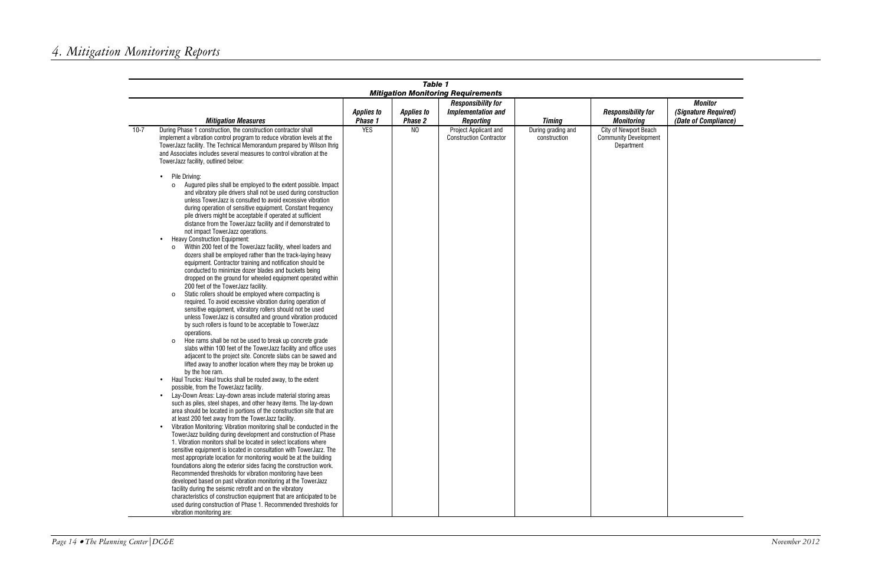# 4. Mitigation Monitoring Reports

**Table 1**
**Mitigation Monitoring Requirements**

| | *Mitigation Measures* | *Applies to Phase 1* | *Applies to Phase 2* | *Responsibility for Implementation and Reporting* | *Timing* | *Responsibility for Monitoring* | *Monitor (Signature Required) (Date of Compliance)* |
|---|---|---|---|---|---|---|---|
| 10-7 | During Phase 1 construction, the construction contractor shall implement a vibration control program to reduce vibration levels at the TowerJazz facility. The Technical Memorandum prepared by Wilson Ihrig and Associates includes several measures to control vibration at the TowerJazz facility, outlined below:<br><br>• Pile Driving:<br>o Augured piles shall be employed to the extent possible. Impact and vibratory pile drivers shall not be used during construction unless TowerJazz is consulted to avoid excessive vibration during operation of sensitive equipment. Constant frequency pile drivers might be acceptable if operated at sufficient distance from the TowerJazz facility and if demonstrated to not impact TowerJazz operations.<br>• Heavy Construction Equipment:<br>o Within 200 feet of the TowerJazz facility, wheel loaders and dozers shall be employed rather than the track-laying heavy equipment. Contractor training and notification should be conducted to minimize dozer blades and buckets being dropped on the ground for wheeled equipment operated within 200 feet of the TowerJazz facility.<br>o Static rollers should be employed where compacting is required. To avoid excessive vibration during operation of sensitive equipment, vibratory rollers should not be used unless TowerJazz is consulted and ground vibration produced by such rollers is found to be acceptable to TowerJazz operations.<br>o Hoe rams shall be not be used to break up concrete grade slabs within 100 feet of the TowerJazz facility and office uses adjacent to the project site. Concrete slabs can be sawed and lifted away to another location where they may be broken up by the hoe ram.<br>• Haul Trucks: Haul trucks shall be routed away, to the extent possible, from the TowerJazz facility.<br>• Lay-Down Areas: Lay-down areas include material storing areas such as piles, steel shapes, and other heavy items. The lay-down area should be located in portions of the construction site that are at least 200 feet away from the TowerJazz facility.<br>• Vibration Monitoring: Vibration monitoring shall be conducted in the TowerJazz building during development and construction of Phase 1. Vibration monitors shall be located in select locations where sensitive equipment is located in consultation with TowerJazz. The most appropriate location for monitoring would be at the building foundations along the exterior sides facing the construction work. Recommended thresholds for vibration monitoring have been developed based on past vibration monitoring at the TowerJazz facility during the seismic retrofit and on the vibratory characteristics of construction equipment that are anticipated to be used during construction of Phase 1. Recommended thresholds for vibration monitoring are: | YES | NO | Project Applicant and Construction Contractor | During grading and construction | City of Newport Beach Community Development Department | |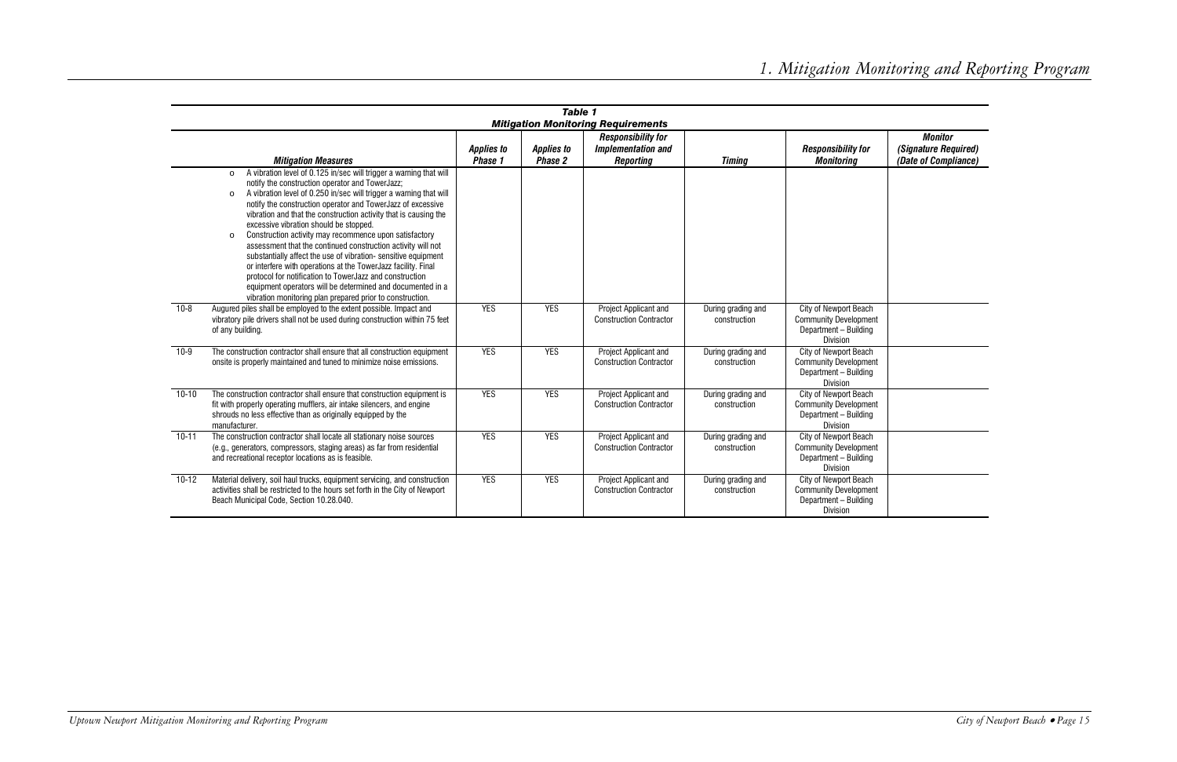| | Table 1 Mitigation Monitoring Requirements | | | | | | |
|---|---|---|---|---|---|---|---|
| | **Mitigation Measures** | **Applies to Phase 1** | **Applies to Phase 2** | **Responsibility for Implementation and Reporting** | **Timing** | **Responsibility for Monitoring** | **Monitor (Signature Required) (Date of Compliance)** |
| | o A vibration level of 0.125 in/sec will trigger a warning that will notify the construction operator and TowerJazz; <br> o A vibration level of 0.250 in/sec will trigger a warning that will notify the construction operator and TowerJazz of excessive vibration and that the construction activity that is causing the excessive vibration should be stopped. <br> o Construction activity may recommence upon satisfactory assessment that the continued construction activity will not substantially affect the use of vibration- sensitive equipment or interfere with operations at the TowerJazz facility. Final protocol for notification to TowerJazz and construction equipment operators will be determined and documented in a vibration monitoring plan prepared prior to construction. | | | | | | |
| 10-8 | Augured piles shall be employed to the extent possible. Impact and vibratory pile drivers shall not be used during construction within 75 feet of any building. | YES | YES | Project Applicant and Construction Contractor | During grading and construction | City of Newport Beach Community Development Department – Building Division | |
| 10-9 | The construction contractor shall ensure that all construction equipment onsite is properly maintained and tuned to minimize noise emissions. | YES | YES | Project Applicant and Construction Contractor | During grading and construction | City of Newport Beach Community Development Department – Building Division | |
| 10-10 | The construction contractor shall ensure that construction equipment is fit with properly operating mufflers, air intake silencers, and engine shrouds no less effective than as originally equipped by the manufacturer. | YES | YES | Project Applicant and Construction Contractor | During grading and construction | City of Newport Beach Community Development Department – Building Division | |
| 10-11 | The construction contractor shall locate all stationary noise sources (e.g., generators, compressors, staging areas) as far from residential and recreational receptor locations as is feasible. | YES | YES | Project Applicant and Construction Contractor | During grading and construction | City of Newport Beach Community Development Department – Building Division | |
| 10-12 | Material delivery, soil haul trucks, equipment servicing, and construction activities shall be restricted to the hours set forth in the City of Newport Beach Municipal Code, Section 10.28.040. | YES | YES | Project Applicant and Construction Contractor | During grading and construction | City of Newport Beach Community Development Department – Building Division | |